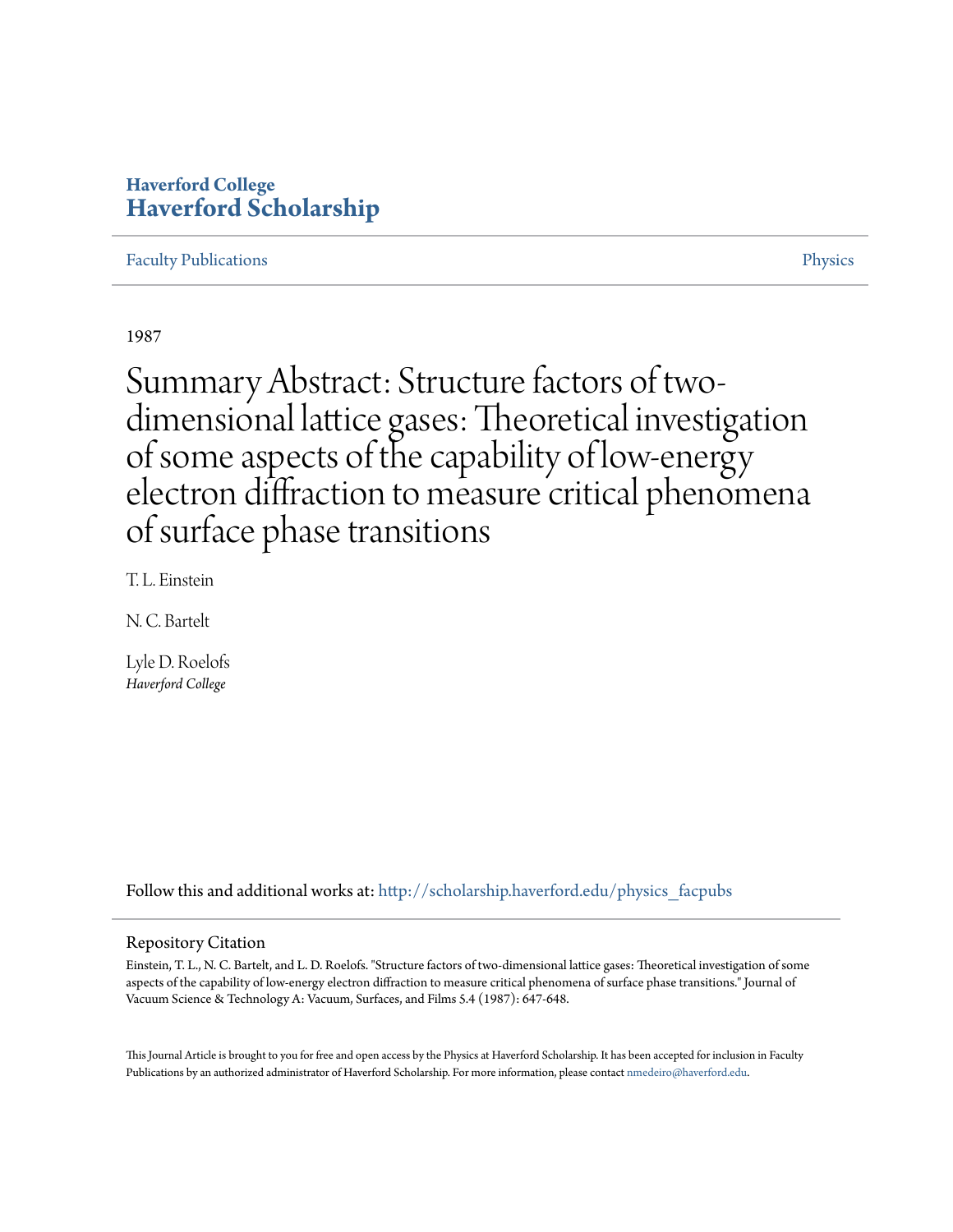# Haverford College
# Haverford Scholarship

Faculty Publications | Physics

1987

# Summary Abstract: Structure factors of two-dimensional lattice gases: Theoretical investigation of some aspects of the capability of low-energy electron diffraction to measure critical phenomena of surface phase transitions

T. L. Einstein

N. C. Bartelt

Lyle D. Roelofs
*Haverford College*

Follow this and additional works at: http://scholarship.haverford.edu/physics_facpubs

## Repository Citation

Einstein, T. L., N. C. Bartelt, and L. D. Roelofs. "Structure factors of two-dimensional lattice gases: Theoretical investigation of some aspects of the capability of low-energy electron diffraction to measure critical phenomena of surface phase transitions." Journal of Vacuum Science & Technology A: Vacuum, Surfaces, and Films 5.4 (1987): 647-648.

This Journal Article is brought to you for free and open access by the Physics at Haverford Scholarship. It has been accepted for inclusion in Faculty Publications by an authorized administrator of Haverford Scholarship. For more information, please contact nmedeiro@haverford.edu.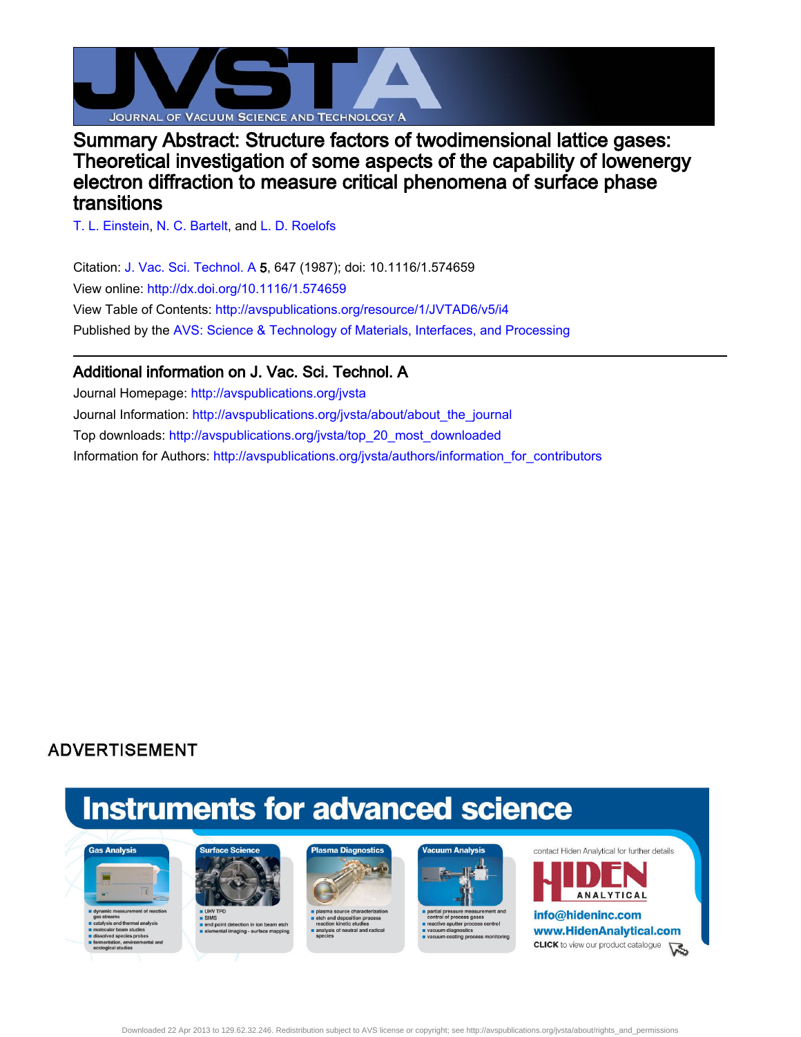# Summary Abstract: Structure factors of twodimensional lattice gases: Theoretical investigation of some aspects of the capability of lowenergy electron diffraction to measure critical phenomena of surface phase transitions

T. L. Einstein, N. C. Bartelt, and L. D. Roelofs

Citation: J. Vac. Sci. Technol. A **5**, 647 (1987); doi: 10.1116/1.574659

View online: http://dx.doi.org/10.1116/1.574659

View Table of Contents: http://avspublications.org/resource/1/JVTAD6/v5/i4

Published by the AVS: Science & Technology of Materials, Interfaces, and Processing

## Additional information on J. Vac. Sci. Technol. A

Journal Homepage: http://avspublications.org/jvsta

Journal Information: http://avspublications.org/jvsta/about/about_the_journal

Top downloads: http://avspublications.org/jvsta/top_20_most_downloaded

Information for Authors: http://avspublications.org/jvsta/authors/information_for_contributors

ADVERTISEMENT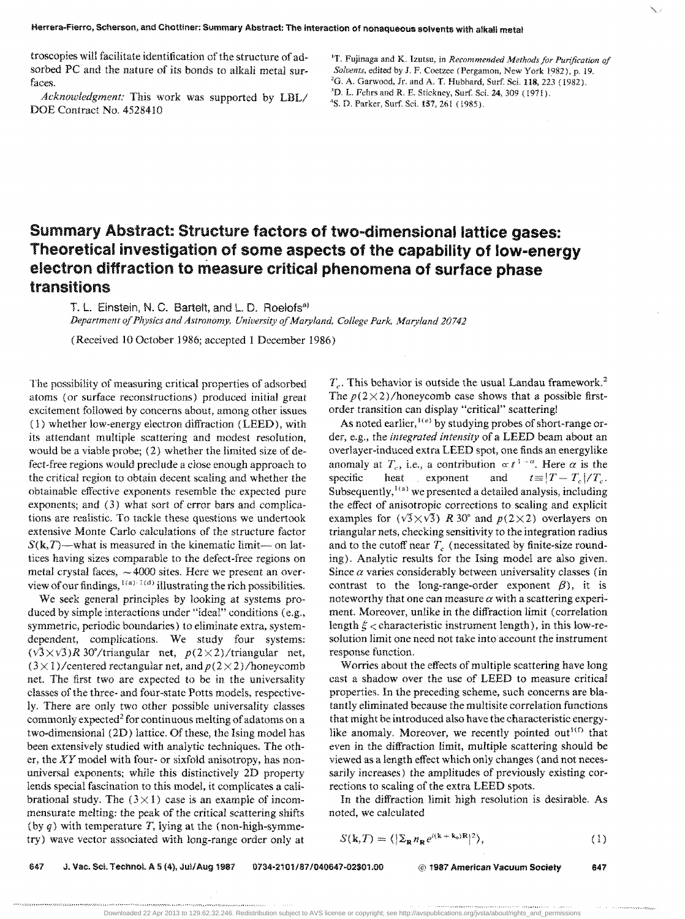troscopies will facilitate identification of the structure of adsorbed PC and the nature of its bonds to alkali metal surfaces.

*Acknowledgment:* This work was supported by LBL/DOE Contract No. 4528410

[1]T. Fujinaga and K. Izutsu, in *Recommended Methods for Purification of Solvents*, edited by J. F. Coetzee (Pergamon, New York 1982), p. 19.
[2]G. A. Garwood, Jr. and A. T. Hubbard, Surf. Sci. **118**, 223 (1982).
[3]D. L. Fehrs and R. E. Stickney, Surf. Sci. **24**, 309 (1971).
[4]S. D. Parker, Surf. Sci. **157**, 261 (1985).

# Summary Abstract: Structure factors of two-dimensional lattice gases: Theoretical investigation of some aspects of the capability of low-energy electron diffraction to measure critical phenomena of surface phase transitions

T. L. Einstein, N. C. Bartelt, and L. D. Roelofs[a)]
*Department of Physics and Astronomy, University of Maryland, College Park, Maryland 20742*

(Received 10 October 1986; accepted 1 December 1986)

The possibility of measuring critical properties of adsorbed atoms (or surface reconstructions) produced initial great excitement followed by concerns about, among other issues (1) whether low-energy electron diffraction (LEED), with its attendant multiple scattering and modest resolution, would be a viable probe; (2) whether the limited size of defect-free regions would preclude a close enough approach to the critical region to obtain decent scaling and whether the obtainable effective exponents resemble the expected pure exponents; and (3) what sort of error bars and complications are realistic. To tackle these questions we undertook extensive Monte Carlo calculations of the structure factor $S(\mathbf{k},T)$—what is measured in the kinematic limit—on lattices having sizes comparable to the defect-free regions on metal crystal faces, ~4000 sites. Here we present an overview of our findings,[1(a)-1(d)] illustrating the rich possibilities.

We seek general principles by looking at systems produced by simple interactions under "ideal" conditions (e.g., symmetric, periodic boundaries) to eliminate extra, system-dependent, complications. We study four systems: $(\sqrt{3}\times\sqrt{3})R\,30°$/triangular net, $p(2\times2)$/triangular net, $(3\times1)$/centered rectangular net, and $p(2\times2)$/honeycomb net. The first two are expected to be in the universality classes of the three- and four-state Potts models, respectively. There are only two other possible universality classes commonly expected[2] for continuous melting of adatoms on a two-dimensional (2D) lattice. Of these, the Ising model has been extensively studied with analytic techniques. The other, the $XY$ model with four- or sixfold anisotropy, has nonuniversal exponents; while this distinctively 2D property lends special fascination to this model, it complicates a calibrational study. The $(3\times1)$ case is an example of incommensurate melting: the peak of the critical scattering shifts (by $q$) with temperature $T$, lying at the (non-high-symmetry) wave vector associated with long-range order only at $T_c$. This behavior is outside the usual Landau framework.[2] The $p(2\times2)$/honeycomb case shows that a possible first-order transition can display "critical" scattering!

As noted earlier,[1(e)] by studying probes of short-range order, e.g., the *integrated intensity* of a LEED beam about an overlayer-induced extra LEED spot, one finds an energylike anomaly at $T_c$, i.e., a contribution $\propto t^{1-\alpha}$. Here $\alpha$ is the specific heat exponent and $t\equiv|T-T_c|/T_c$. Subsequently,[1(a)] we presented a detailed analysis, including the effect of anisotropic corrections to scaling and explicit examples for $(\sqrt{3}\times\sqrt{3})\,R\,30°$ and $p(2\times2)$ overlayers on triangular nets, checking sensitivity to the integration radius and to the cutoff near $T_c$ (necessitated by finite-size rounding). Analytic results for the Ising model are also given. Since $\alpha$ varies considerably between universality classes (in contrast to the long-range-order exponent $\beta$), it is noteworthy that one can measure $\alpha$ with a scattering experiment. Moreover, unlike in the diffraction limit (correlation length $\xi <$ characteristic instrument length), in this low-resolution limit one need not take into account the instrument response function.

Worries about the effects of multiple scattering have long cast a shadow over the use of LEED to measure critical properties. In the preceding scheme, such concerns are blatantly eliminated because the multisite correlation functions that might be introduced also have the characteristic energy-like anomaly. Moreover, we recently pointed out[1(f)] that even in the diffraction limit, multiple scattering should be viewed as a length effect which only changes (and not necessarily increases) the amplitudes of previously existing corrections to scaling of the extra LEED spots.

In the diffraction limit high resolution is desirable. As noted, we calculated

$$S(\mathbf{k},T) = \langle|\Sigma_{\mathbf{R}}\, n_{\mathbf{R}}\, e^{i(\mathbf{k}+\mathbf{k}_0)\mathbf{R}}|^2\rangle, \tag{1}$$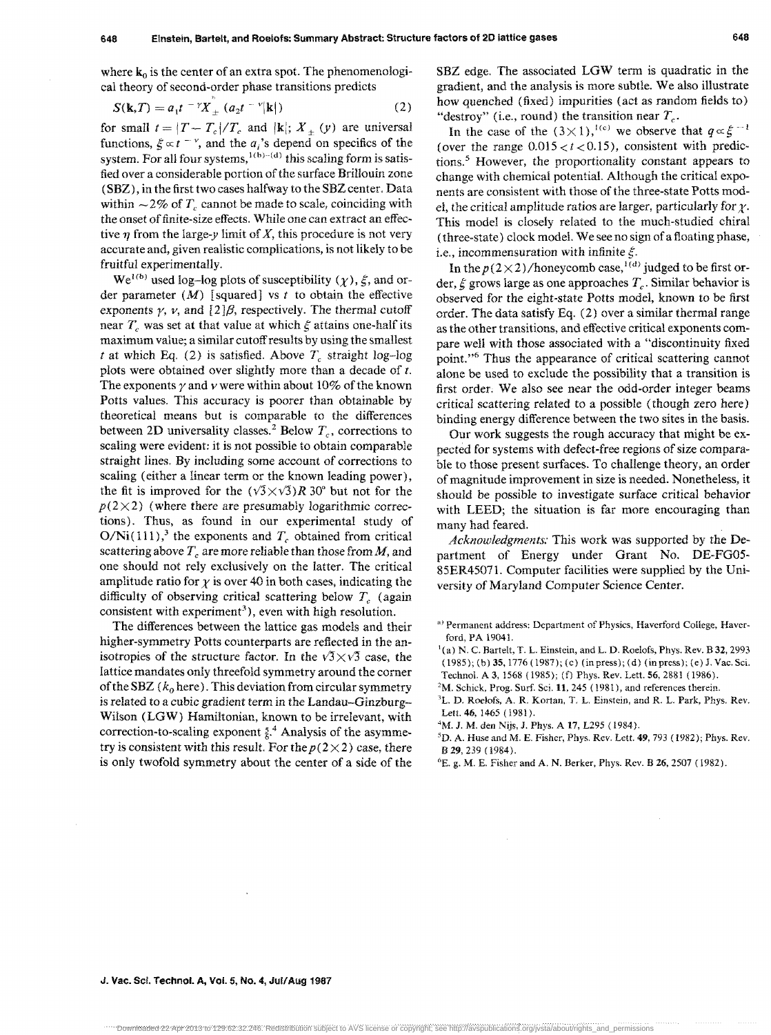where $\mathbf{k}_0$ is the center of an extra spot. The phenomenological theory of second-order phase transitions predicts

$$S(\mathbf{k},T) = a_1 t^{-\gamma} X_{\pm} (a_2 t^{-\nu} |\mathbf{k}|) \tag{2}$$

for small $t = |T - T_c|/T_c$ and $|\mathbf{k}|$; $X_{\pm}(y)$ are universal functions, $\xi \propto t^{-\nu}$, and the $a_i$'s depend on specifics of the system. For all four systems,[1(b)–(d)] this scaling form is satisfied over a considerable portion of the surface Brillouin zone (SBZ), in the first two cases halfway to the SBZ center. Data within ~2% of $T_c$ cannot be made to scale, coinciding with the onset of finite-size effects. While one can extract an effective $\eta$ from the large-$y$ limit of $X$, this procedure is not very accurate and, given realistic complications, is not likely to be fruitful experimentally.

We[1(b)] used log–log plots of susceptibility ($\chi$), $\xi$, and order parameter ($M$) [squared] vs $t$ to obtain the effective exponents $\gamma$, $\nu$, and $[2]\beta$, respectively. The thermal cutoff near $T_c$ was set at that value at which $\xi$ attains one-half its maximum value; a similar cutoff results by using the smallest $t$ at which Eq. (2) is satisfied. Above $T_c$ straight log–log plots were obtained over slightly more than a decade of $t$. The exponents $\gamma$ and $\nu$ were within about 10% of the known Potts values. This accuracy is poorer than obtainable by theoretical means but is comparable to the differences between 2D universality classes.[2] Below $T_c$, corrections to scaling were evident: it is not possible to obtain comparable straight lines. By including some account of corrections to scaling (either a linear term or the known leading power), the fit is improved for the $(\sqrt{3}\times\sqrt{3})R\,30°$ but not for the $p(2\times 2)$ (where there are presumably logarithmic corrections). Thus, as found in our experimental study of O/Ni(111),[3] the exponents and $T_c$ obtained from critical scattering above $T_c$ are more reliable than those from $M$, and one should not rely exclusively on the latter. The critical amplitude ratio for $\chi$ is over 40 in both cases, indicating the difficulty of observing critical scattering below $T_c$ (again consistent with experiment[3]), even with high resolution.

The differences between the lattice gas models and their higher-symmetry Potts counterparts are reflected in the anisotropies of the structure factor. In the $\sqrt{3}\times\sqrt{3}$ case, the lattice mandates only threefold symmetry around the corner of the SBZ ($k_0$ here). This deviation from circular symmetry is related to a cubic gradient term in the Landau–Ginzburg–Wilson (LGW) Hamiltonian, known to be irrelevant, with correction-to-scaling exponent $\frac{5}{6}$.[4] Analysis of the asymmetry is consistent with this result. For the $p(2\times 2)$ case, there is only twofold symmetry about the center of a side of the SBZ edge. The associated LGW term is quadratic in the gradient, and the analysis is more subtle. We also illustrate how quenched (fixed) impurities (act as random fields to) "destroy" (i.e., round) the transition near $T_c$.

In the case of the $(3\times 1)$,[1(c)] we observe that $q \propto \xi^{-1}$ (over the range $0.015 < t < 0.15$), consistent with predictions.[5] However, the proportionality constant appears to change with chemical potential. Although the critical exponents are consistent with those of the three-state Potts model, the critical amplitude ratios are larger, particularly for $\chi$. This model is closely related to the much-studied chiral (three-state) clock model. We see no sign of a floating phase, i.e., incommensuration with infinite $\xi$.

In the $p(2\times 2)$/honeycomb case,[1(d)] judged to be first order, $\xi$ grows large as one approaches $T_c$. Similar behavior is observed for the eight-state Potts model, known to be first order. The data satisfy Eq. (2) over a similar thermal range as the other transitions, and effective critical exponents compare well with those associated with a "discontinuity fixed point."[6] Thus the appearance of critical scattering cannot alone be used to exclude the possibility that a transition is first order. We also see near the odd-order integer beams critical scattering related to a possible (though zero here) binding energy difference between the two sites in the basis.

Our work suggests the rough accuracy that might be expected for systems with defect-free regions of size comparable to those present surfaces. To challenge theory, an order of magnitude improvement in size is needed. Nonetheless, it should be possible to investigate surface critical behavior with LEED; the situation is far more encouraging than many had feared.

*Acknowledgments:* This work was supported by the Department of Energy under Grant No. DE-FG05-85ER45071. Computer facilities were supplied by the University of Maryland Computer Science Center.

---

[a] Permanent address: Department of Physics, Haverford College, Haverford, PA 19041.

[1] (a) N. C. Bartelt, T. L. Einstein, and L. D. Roelofs, Phys. Rev. B 32, 2993 (1985); (b) 35, 1776 (1987); (c) (in press); (d) (in press); (e) J. Vac. Sci. Technol. A 3, 1568 (1985); (f) Phys. Rev. Lett. 56, 2881 (1986).

[2] M. Schick, Prog. Surf. Sci. 11, 245 (1981), and references therein.

[3] L. D. Roelofs, A. R. Kortan, T. L. Einstein, and R. L. Park, Phys. Rev. Lett. 46, 1465 (1981).

[4] M. J. M. den Nijs, J. Phys. A 17, L295 (1984).

[5] D. A. Huse and M. E. Fisher, Phys. Rev. Lett. 49, 793 (1982); Phys. Rev. B 29, 239 (1984).

[6] E. g. M. E. Fisher and A. N. Berker, Phys. Rev. B 26, 2507 (1982).